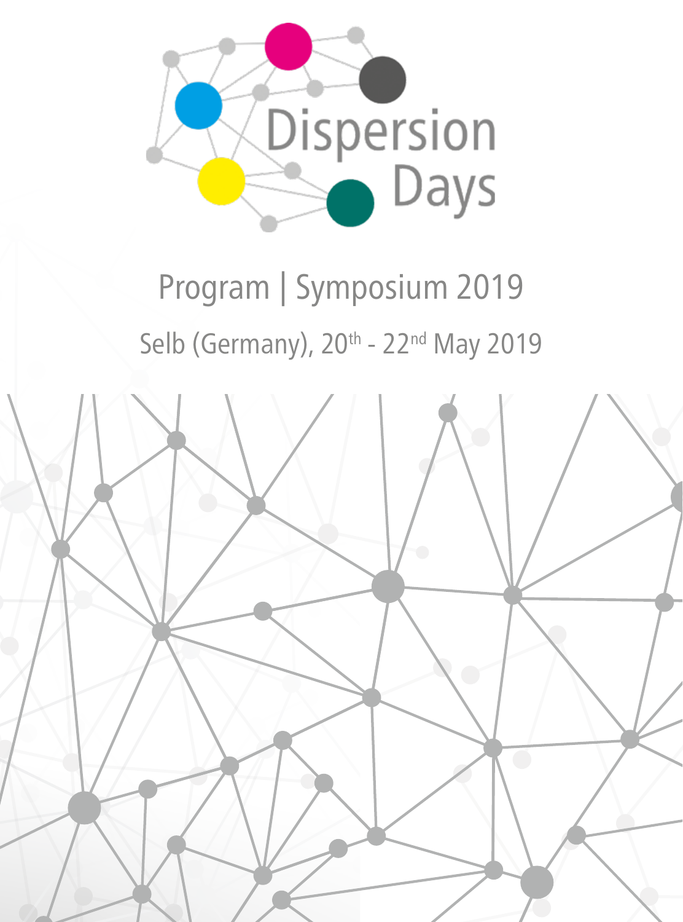# Dispersion Days

## Program | Symposium 2019

Selb (Germany), 20th - 22nd May 2019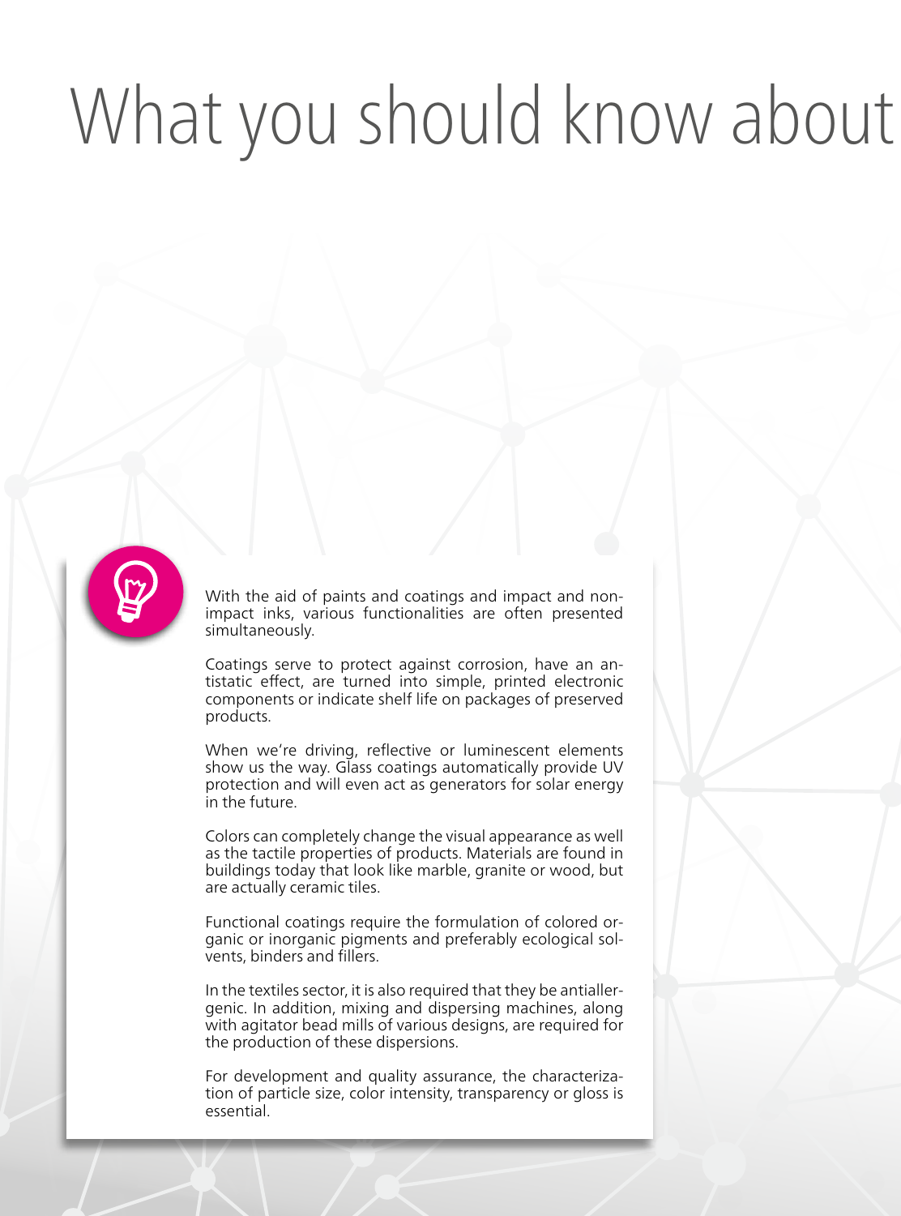# What you should know about

With the aid of paints and coatings and impact and non-impact inks, various functionalities are often presented simultaneously.

Coatings serve to protect against corrosion, have an antistatic effect, are turned into simple, printed electronic components or indicate shelf life on packages of preserved products.

When we're driving, reflective or luminescent elements show us the way. Glass coatings automatically provide UV protection and will even act as generators for solar energy in the future.

Colors can completely change the visual appearance as well as the tactile properties of products. Materials are found in buildings today that look like marble, granite or wood, but are actually ceramic tiles.

Functional coatings require the formulation of colored organic or inorganic pigments and preferably ecological solvents, binders and fillers.

In the textiles sector, it is also required that they be antiallergenic. In addition, mixing and dispersing machines, along with agitator bead mills of various designs, are required for the production of these dispersions.

For development and quality assurance, the characterization of particle size, color intensity, transparency or gloss is essential.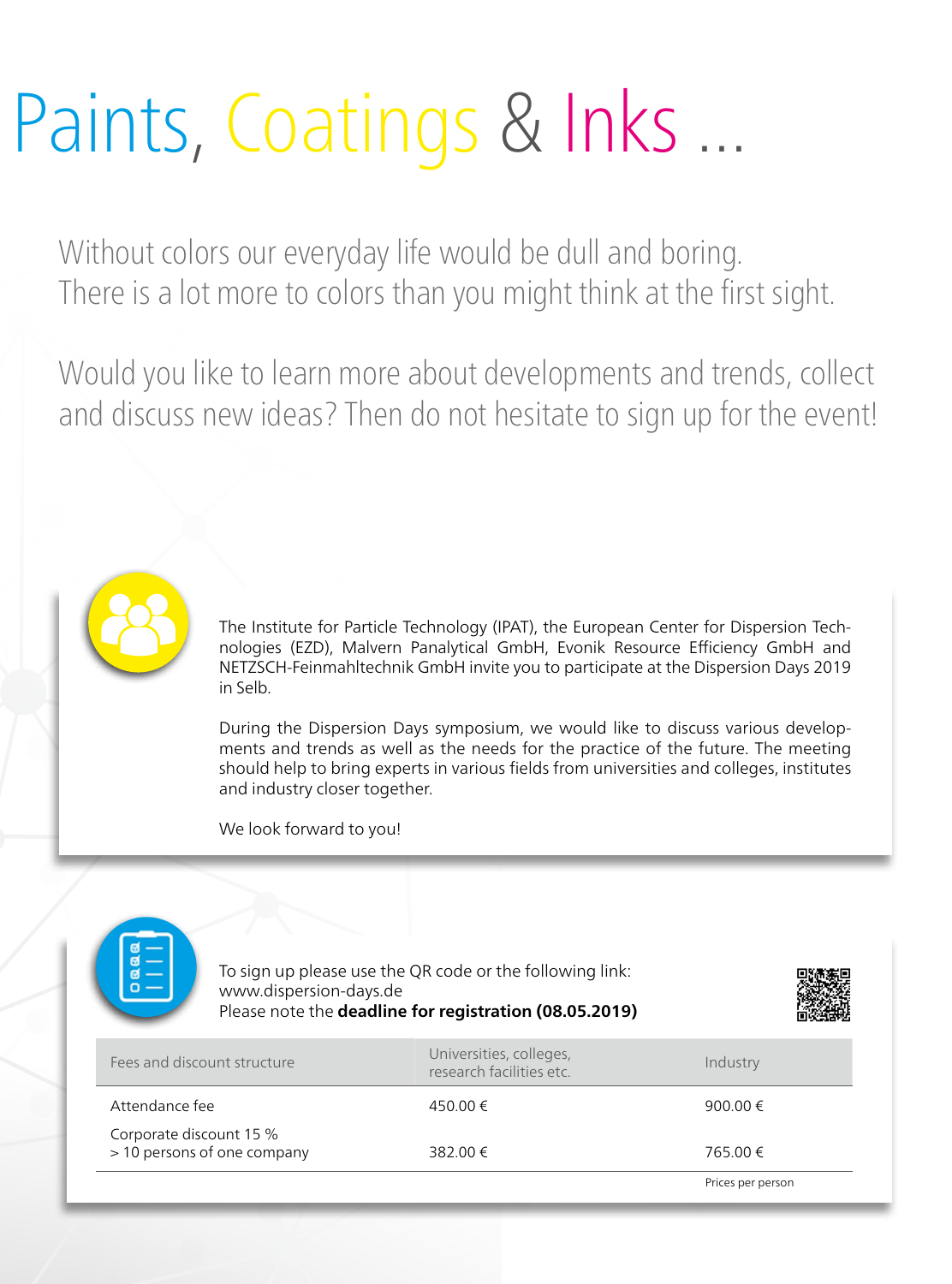# Paints, Coatings & Inks ...

Without colors our everyday life would be dull and boring.
There is a lot more to colors than you might think at the first sight.

Would you like to learn more about developments and trends, collect and discuss new ideas? Then do not hesitate to sign up for the event!

The Institute for Particle Technology (IPAT), the European Center for Dispersion Technologies (EZD), Malvern Panalytical GmbH, Evonik Resource Efficiency GmbH and NETZSCH-Feinmahltechnik GmbH invite you to participate at the Dispersion Days 2019 in Selb.

During the Dispersion Days symposium, we would like to discuss various developments and trends as well as the needs for the practice of the future. The meeting should help to bring experts in various fields from universities and colleges, institutes and industry closer together.

We look forward to you!

To sign up please use the QR code or the following link:
www.dispersion-days.de
Please note the **deadline for registration (08.05.2019)**

| Fees and discount structure | Universities, colleges, research facilities etc. | Industry |
|---|---|---|
| Attendance fee | 450.00 € | 900.00 € |
| Corporate discount 15 %<br>> 10 persons of one company | 382.00 € | 765.00 € |

Prices per person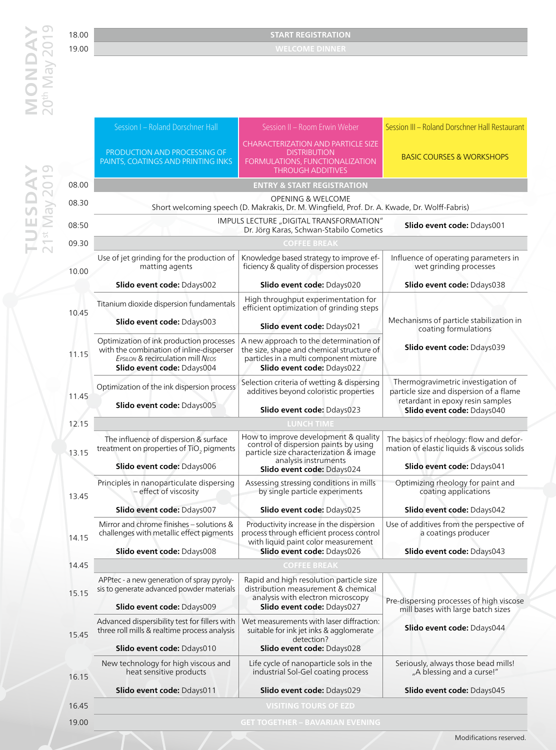## MONDAY 20th May 2019

| Time | Event |
|---|---|
| 18.00 | START REGISTRATION |
| 19.00 | WELCOME DINNER |

## TUESDAY 21st May 2019

| Time | Session I – Roland Dorschner Hall<br>PRODUCTION AND PROCESSING OF PAINTS, COATINGS AND PRINTING INKS | Session II – Room Erwin Weber<br>CHARACTERIZATION AND PARTICLE SIZE DISTRIBUTION<br>FORMULATIONS, FUNCTIONALIZATION THROUGH ADDITIVES | Session III – Roland Dorschner Hall Restaurant<br>BASIC COURSES & WORKSHOPS |
|---|---|---|---|
| 08.00 | ENTRY & START REGISTRATION | | |
| 08.30 | OPENING & WELCOME<br>Short welcoming speech (D. Makrakis, Dr. M. Wingfield, Prof. Dr. A. Kwade, Dr. Wolff-Fabris) | | |
| 08:50 | IMPULS LECTURE „DIGITAL TRANSFORMATION"<br>Dr. Jörg Karas, Schwan-Stabilo Cometics | | **Slido event code:** Ddays001 |
| 09.30 | COFFEE BREAK | | |
| 10.00 | Use of jet grinding for the production of matting agents<br>**Slido event code:** Ddays002 | Knowledge based strategy to improve efficiency & quality of dispersion processes<br>**Slido event code:** Ddays020 | Influence of operating parameters in wet grinding processes<br>**Slido event code:** Ddays038 |
| 10.45 | Titanium dioxide dispersion fundamentals<br>**Slido event code:** Ddays003 | High throughput experimentation for efficient optimization of grinding steps<br>**Slido event code:** Ddays021 | Mechanisms of particle stabilization in coating formulations<br>**Slido event code:** Ddays039 |
| 11.15 | Optimization of ink production processes with the combination of inline-disperser *Epsilon* & recirculation mill *Neos*<br>**Slido event code:** Ddays004 | A new approach to the determination of the size, shape and chemical structure of particles in a multi component mixture<br>**Slido event code:** Ddays022 | |
| 11.45 | Optimization of the ink dispersion process<br>**Slido event code:** Ddays005 | Selection criteria of wetting & dispersing additives beyond coloristic properties<br>**Slido event code:** Ddays023 | Thermogravimetric investigation of particle size and dispersion of a flame retardant in epoxy resin samples<br>**Slido event code:** Ddays040 |
| 12.15 | LUNCH TIME | | |
| 13.15 | The influence of dispersion & surface treatment on properties of $TiO_2$ pigments<br>**Slido event code:** Ddays006 | How to improve development & quality control of dispersion paints by using particle size characterization & image analysis instruments<br>**Slido event code:** Ddays024 | The basics of rheology: flow and deformation of elastic liquids & viscous solids<br>**Slido event code:** Ddays041 |
| 13.45 | Principles in nanoparticulate dispersing – effect of viscosity<br>**Slido event code:** Ddays007 | Assessing stressing conditions in mills by single particle experiments<br>**Slido event code:** Ddays025 | Optimizing rheology for paint and coating applications<br>**Slido event code:** Ddays042 |
| 14.15 | Mirror and chrome finishes – solutions & challenges with metallic effect pigments<br>**Slido event code:** Ddays008 | Productivity increase in the dispersion process through efficient process control with liquid paint color measurement<br>**Slido event code:** Ddays026 | Use of additives from the perspective of a coatings producer<br>**Slido event code:** Ddays043 |
| 14.45 | COFFEE BREAK | | |
| 15.15 | APPtec - a new generation of spray pyrolysis to generate advanced powder materials<br>**Slido event code:** Ddays009 | Rapid and high resolution particle size distribution measurement & chemical analysis with electron microscopy<br>**Slido event code:** Ddays027 | Pre-dispersing processes of high viscose mill bases with large batch sizes<br>**Slido event code:** Ddays044 |
| 15.45 | Advanced dispersibility test for fillers with three roll mills & realtime process analysis<br>**Slido event code:** Ddays010 | Wet measurements with laser diffraction: suitable for ink jet inks & agglomerate detection?<br>**Slido event code:** Ddays028 | |
| 16.15 | New technology for high viscous and heat sensitive products<br>**Slido event code:** Ddays011 | Life cycle of nanoparticle sols in the industrial Sol-Gel coating process<br>**Slido event code:** Ddays029 | Seriously, always those bead mills! „A blessing and a curse!"<br>**Slido event code:** Ddays045 |
| 16.45 | VISITING TOURS OF EZD | | |
| 19.00 | GET TOGETHER – BAVARIAN EVENING | | |

Modifications reserved.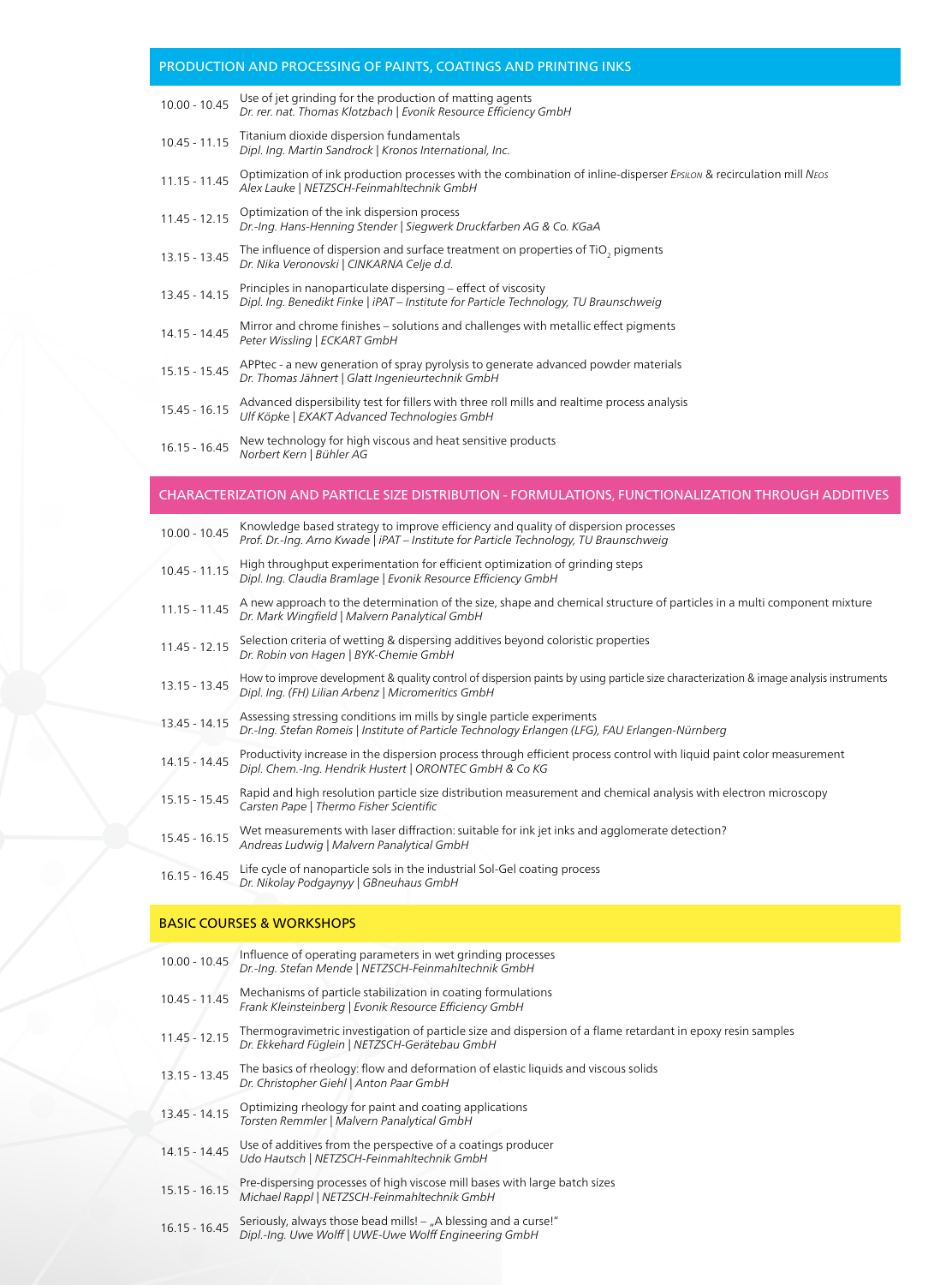## PRODUCTION AND PROCESSING OF PAINTS, COATINGS AND PRINTING INKS

| | |
|---|---|
| 10.00 - 10.45 | Use of jet grinding for the production of matting agents<br>*Dr. rer. nat. Thomas Klotzbach \| Evonik Resource Efficiency GmbH* |
| 10.45 - 11.15 | Titanium dioxide dispersion fundamentals<br>*Dipl. Ing. Martin Sandrock \| Kronos International, Inc.* |
| 11.15 - 11.45 | Optimization of ink production processes with the combination of inline-disperser *Epsilon* & recirculation mill *Neos*<br>*Alex Lauke \| NETZSCH-Feinmahltechnik GmbH* |
| 11.45 - 12.15 | Optimization of the ink dispersion process<br>*Dr.-Ing. Hans-Henning Stender \| Siegwerk Druckfarben AG & Co. KGaA* |
| 13.15 - 13.45 | The influence of dispersion and surface treatment on properties of $TiO_2$ pigments<br>*Dr. Nika Veronovski \| CINKARNA Celje d.d.* |
| 13.45 - 14.15 | Principles in nanoparticulate dispersing – effect of viscosity<br>*Dipl. Ing. Benedikt Finke \| iPAT – Institute for Particle Technology, TU Braunschweig* |
| 14.15 - 14.45 | Mirror and chrome finishes – solutions and challenges with metallic effect pigments<br>*Peter Wissling \| ECKART GmbH* |
| 15.15 - 15.45 | APPtec - a new generation of spray pyrolysis to generate advanced powder materials<br>*Dr. Thomas Jähnert \| Glatt Ingenieurtechnik GmbH* |
| 15.45 - 16.15 | Advanced dispersibility test for fillers with three roll mills and realtime process analysis<br>*Ulf Köpke \| EXAKT Advanced Technologies GmbH* |
| 16.15 - 16.45 | New technology for high viscous and heat sensitive products<br>*Norbert Kern \| Bühler AG* |

## CHARACTERIZATION AND PARTICLE SIZE DISTRIBUTION - FORMULATIONS, FUNCTIONALIZATION THROUGH ADDITIVES

| | |
|---|---|
| 10.00 - 10.45 | Knowledge based strategy to improve efficiency and quality of dispersion processes<br>*Prof. Dr.-Ing. Arno Kwade \| iPAT – Institute for Particle Technology, TU Braunschweig* |
| 10.45 - 11.15 | High throughput experimentation for efficient optimization of grinding steps<br>*Dipl. Ing. Claudia Bramlage \| Evonik Resource Efficiency GmbH* |
| 11.15 - 11.45 | A new approach to the determination of the size, shape and chemical structure of particles in a multi component mixture<br>*Dr. Mark Wingfield \| Malvern Panalytical GmbH* |
| 11.45 - 12.15 | Selection criteria of wetting & dispersing additives beyond coloristic properties<br>*Dr. Robin von Hagen \| BYK-Chemie GmbH* |
| 13.15 - 13.45 | How to improve development & quality control of dispersion paints by using particle size characterization & image analysis instruments<br>*Dipl. Ing. (FH) Lilian Arbenz \| Micromeritics GmbH* |
| 13.45 - 14.15 | Assessing stressing conditions im mills by single particle experiments<br>*Dr.-Ing. Stefan Romeis \| Institute of Particle Technology Erlangen (LFG), FAU Erlangen-Nürnberg* |
| 14.15 - 14.45 | Productivity increase in the dispersion process through efficient process control with liquid paint color measurement<br>*Dipl. Chem.-Ing. Hendrik Hustert \| ORONTEC GmbH & Co KG* |
| 15.15 - 15.45 | Rapid and high resolution particle size distribution measurement and chemical analysis with electron microscopy<br>*Carsten Pape \| Thermo Fisher Scientific* |
| 15.45 - 16.15 | Wet measurements with laser diffraction: suitable for ink jet inks and agglomerate detection?<br>*Andreas Ludwig \| Malvern Panalytical GmbH* |
| 16.15 - 16.45 | Life cycle of nanoparticle sols in the industrial Sol-Gel coating process<br>*Dr. Nikolay Podgaynyy \| GBneuhaus GmbH* |

## BASIC COURSES & WORKSHOPS

| | |
|---|---|
| 10.00 - 10.45 | Influence of operating parameters in wet grinding processes<br>*Dr.-Ing. Stefan Mende \| NETZSCH-Feinmahltechnik GmbH* |
| 10.45 - 11.45 | Mechanisms of particle stabilization in coating formulations<br>*Frank Kleinsteinberg \| Evonik Resource Efficiency GmbH* |
| 11.45 - 12.15 | Thermogravimetric investigation of particle size and dispersion of a flame retardant in epoxy resin samples<br>*Dr. Ekkehard Füglein \| NETZSCH-Gerätebau GmbH* |
| 13.15 - 13.45 | The basics of rheology: flow and deformation of elastic liquids and viscous solids<br>*Dr. Christopher Giehl \| Anton Paar GmbH* |
| 13.45 - 14.15 | Optimizing rheology for paint and coating applications<br>*Torsten Remmler \| Malvern Panalytical GmbH* |
| 14.15 - 14.45 | Use of additives from the perspective of a coatings producer<br>*Udo Hautsch \| NETZSCH-Feinmahltechnik GmbH* |
| 15.15 - 16.15 | Pre-dispersing processes of high viscose mill bases with large batch sizes<br>*Michael Rappl \| NETZSCH-Feinmahltechnik GmbH* |
| 16.15 - 16.45 | Seriously, always those bead mills! – „A blessing and a curse!"<br>*Dipl.-Ing. Uwe Wolff \| UWE-Uwe Wolff Engineering GmbH* |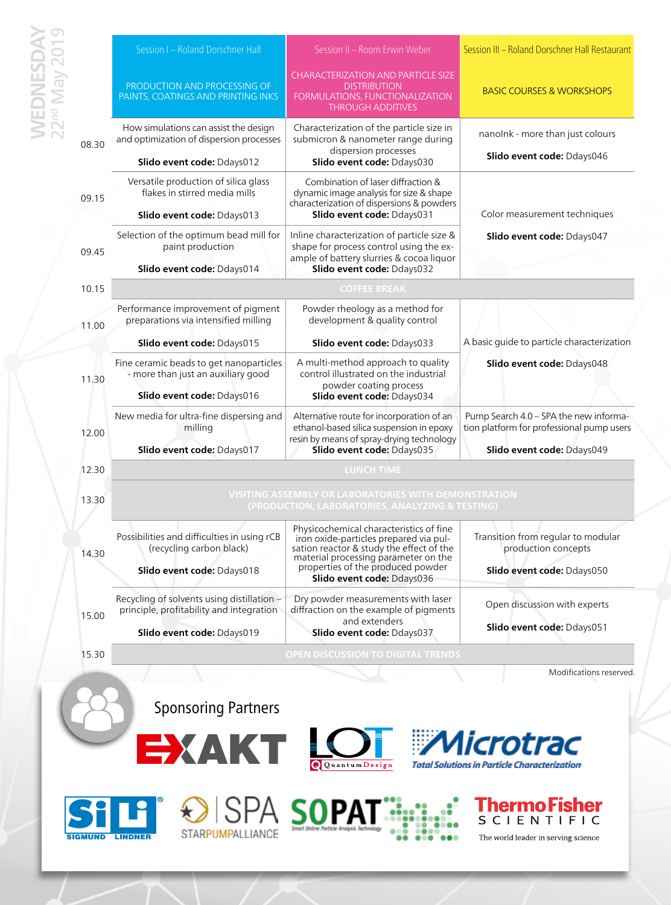# WEDNESDAY 22nd May 2019

| | Session I – Roland Dorschner Hall<br>PRODUCTION AND PROCESSING OF PAINTS, COATINGS AND PRINTING INKS | Session II – Room Erwin Weber<br>CHARACTERIZATION AND PARTICLE SIZE DISTRIBUTION FORMULATIONS, FUNCTIONALIZATION THROUGH ADDITIVES | Session III – Roland Dorschner Hall Restaurant<br>BASIC COURSES & WORKSHOPS |
|---|---|---|---|
| 08.30 | How simulations can assist the design and optimization of dispersion processes<br>**Slido event code:** Ddays012 | Characterization of the particle size in submicron & nanometer range during dispersion processes<br>**Slido event code:** Ddays030 | nanoInk - more than just colours<br>**Slido event code:** Ddays046 |
| 09.15 | Versatile production of silica glass flakes in stirred media mills<br>**Slido event code:** Ddays013 | Combination of laser diffraction & dynamic image analysis for size & shape characterization of dispersions & powders<br>**Slido event code:** Ddays031 | Color measurement techniques<br>**Slido event code:** Ddays047 |
| 09.45 | Selection of the optimum bead mill for paint production<br>**Slido event code:** Ddays014 | Inline characterization of particle size & shape for process control using the example of battery slurries & cocoa liquor<br>**Slido event code:** Ddays032 | |
| 10.15 | COFFEE BREAK | | |
| 11.00 | Performance improvement of pigment preparations via intensified milling<br>**Slido event code:** Ddays015 | Powder rheology as a method for development & quality control<br>**Slido event code:** Ddays033 | A basic guide to particle characterization<br>**Slido event code:** Ddays048 |
| 11.30 | Fine ceramic beads to get nanoparticles - more than just an auxiliary good<br>**Slido event code:** Ddays016 | A multi-method approach to quality control illustrated on the industrial powder coating process<br>**Slido event code:** Ddays034 | |
| 12.00 | New media for ultra-fine dispersing and milling<br>**Slido event code:** Ddays017 | Alternative route for incorporation of an ethanol-based silica suspension in epoxy resin by means of spray-drying technology<br>**Slido event code:** Ddays035 | Pump Search 4.0 – SPA the new information platform for professional pump users<br>**Slido event code:** Ddays049 |
| 12.30 | LUNCH TIME | | |
| 13.30 | VISITING ASSEMBLY OR LABORATORIES WITH DEMONSTRATION (PRODUCTION, LABORATORIES, ANALYZING & TESTING) | | |
| 14.30 | Possibilities and difficulties in using rCB (recycling carbon black)<br>**Slido event code:** Ddays018 | Physicochemical characteristics of fine iron oxide-particles prepared via pulsation reactor & study the effect of the material processing parameter on the properties of the produced powder<br>**Slido event code:** Ddays036 | Transition from regular to modular production concepts<br>**Slido event code:** Ddays050 |
| 15.00 | Recycling of solvents using distillation – principle, profitability and integration<br>**Slido event code:** Ddays019 | Dry powder measurements with laser diffraction on the example of pigments and extenders<br>**Slido event code:** Ddays037 | Open discussion with experts<br>**Slido event code:** Ddays051 |
| 15.30 | OPEN DISCUSSION TO DIGITAL TRENDS | | |

Modifications reserved.

## Sponsoring Partners

EXAKT, LOT QuantumDesign, Microtrac – Total Solutions in Particle Characterization, SiLi Sigmund Lindner, SPA StarPumpAlliance, SOPAT – Smart Online Particle Analysis Technology, ThermoFisher Scientific – The world leader in serving science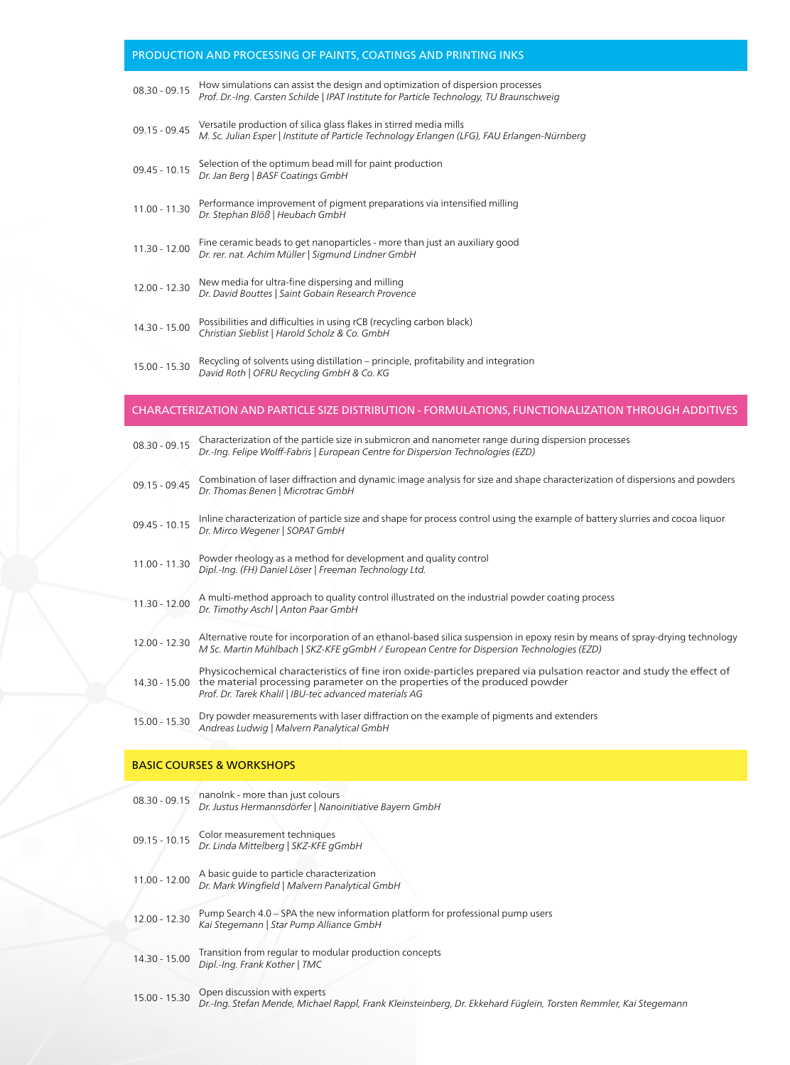## PRODUCTION AND PROCESSING OF PAINTS, COATINGS AND PRINTING INKS

08.30 - 09.15 How simulations can assist the design and optimization of dispersion processes
*Prof. Dr.-Ing. Carsten Schilde | IPAT Institute for Particle Technology, TU Braunschweig*

09.15 - 09.45 Versatile production of silica glass flakes in stirred media mills
*M. Sc. Julian Esper | Institute of Particle Technology Erlangen (LFG), FAU Erlangen-Nürnberg*

09.45 - 10.15 Selection of the optimum bead mill for paint production
*Dr. Jan Berg | BASF Coatings GmbH*

11.00 - 11.30 Performance improvement of pigment preparations via intensified milling
*Dr. Stephan Blöß | Heubach GmbH*

11.30 - 12.00 Fine ceramic beads to get nanoparticles - more than just an auxiliary good
*Dr. rer. nat. Achim Müller | Sigmund Lindner GmbH*

12.00 - 12.30 New media for ultra-fine dispersing and milling
*Dr. David Bouttes | Saint Gobain Research Provence*

14.30 - 15.00 Possibilities and difficulties in using rCB (recycling carbon black)
*Christian Sieblist | Harold Scholz & Co. GmbH*

15.00 - 15.30 Recycling of solvents using distillation – principle, profitability and integration
*David Roth | OFRU Recycling GmbH & Co. KG*

## CHARACTERIZATION AND PARTICLE SIZE DISTRIBUTION - FORMULATIONS, FUNCTIONALIZATION THROUGH ADDITIVES

08.30 - 09.15 Characterization of the particle size in submicron and nanometer range during dispersion processes
*Dr.-Ing. Felipe Wolff-Fabris | European Centre for Dispersion Technologies (EZD)*

09.15 - 09.45 Combination of laser diffraction and dynamic image analysis for size and shape characterization of dispersions and powders
*Dr. Thomas Benen | Microtrac GmbH*

09.45 - 10.15 Inline characterization of particle size and shape for process control using the example of battery slurries and cocoa liquor
*Dr. Mirco Wegener | SOPAT GmbH*

11.00 - 11.30 Powder rheology as a method for development and quality control
*Dipl.-Ing. (FH) Daniel Löser | Freeman Technology Ltd.*

11.30 - 12.00 A multi-method approach to quality control illustrated on the industrial powder coating process
*Dr. Timothy Aschl | Anton Paar GmbH*

12.00 - 12.30 Alternative route for incorporation of an ethanol-based silica suspension in epoxy resin by means of spray-drying technology
*M Sc. Martin Mühlbach | SKZ-KFE gGmbH / European Centre for Dispersion Technologies (EZD)*

14.30 - 15.00 Physicochemical characteristics of fine iron oxide-particles prepared via pulsation reactor and study the effect of the material processing parameter on the properties of the produced powder
*Prof. Dr. Tarek Khalil | IBU-tec advanced materials AG*

15.00 - 15.30 Dry powder measurements with laser diffraction on the example of pigments and extenders
*Andreas Ludwig | Malvern Panalytical GmbH*

## BASIC COURSES & WORKSHOPS

08.30 - 09.15 nanoInk - more than just colours
*Dr. Justus Hermannsdörfer | Nanoinitiative Bayern GmbH*

09.15 - 10.15 Color measurement techniques
*Dr. Linda Mittelberg | SKZ-KFE gGmbH*

11.00 - 12.00 A basic guide to particle characterization
*Dr. Mark Wingfield | Malvern Panalytical GmbH*

12.00 - 12.30 Pump Search 4.0 – SPA the new information platform for professional pump users
*Kai Stegemann | Star Pump Alliance GmbH*

14.30 - 15.00 Transition from regular to modular production concepts
*Dipl.-Ing. Frank Kother | TMC*

15.00 - 15.30 Open discussion with experts
*Dr.-Ing. Stefan Mende, Michael Rappl, Frank Kleinsteinberg, Dr. Ekkehard Füglein, Torsten Remmler, Kai Stegemann*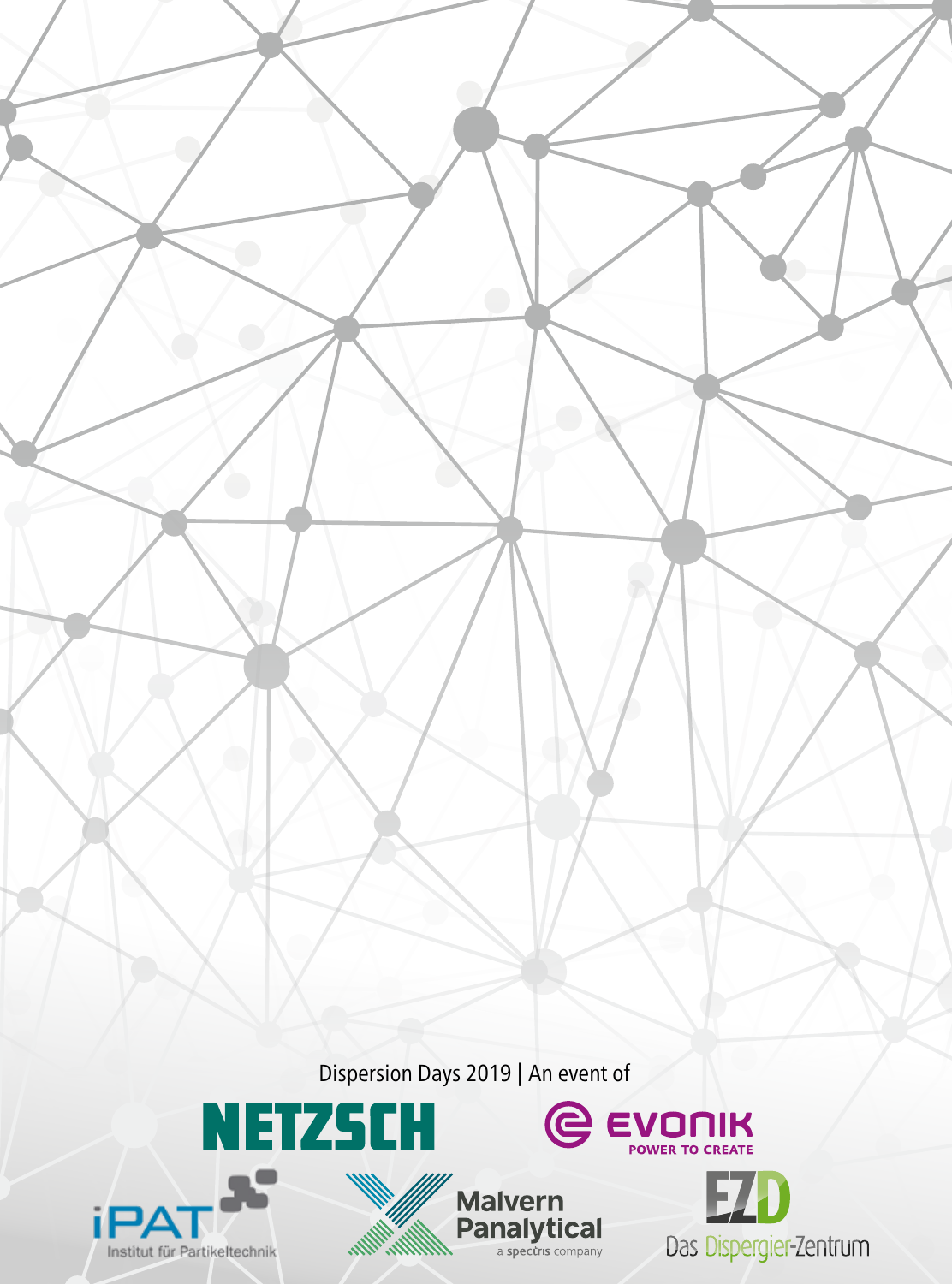Dispersion Days 2019 | An event of

NETZSCH

EVONIK
POWER TO CREATE

iPAT
Institut für Partikeltechnik

Malvern Panalytical
a spectris company

EZD
Das Dispergier-Zentrum